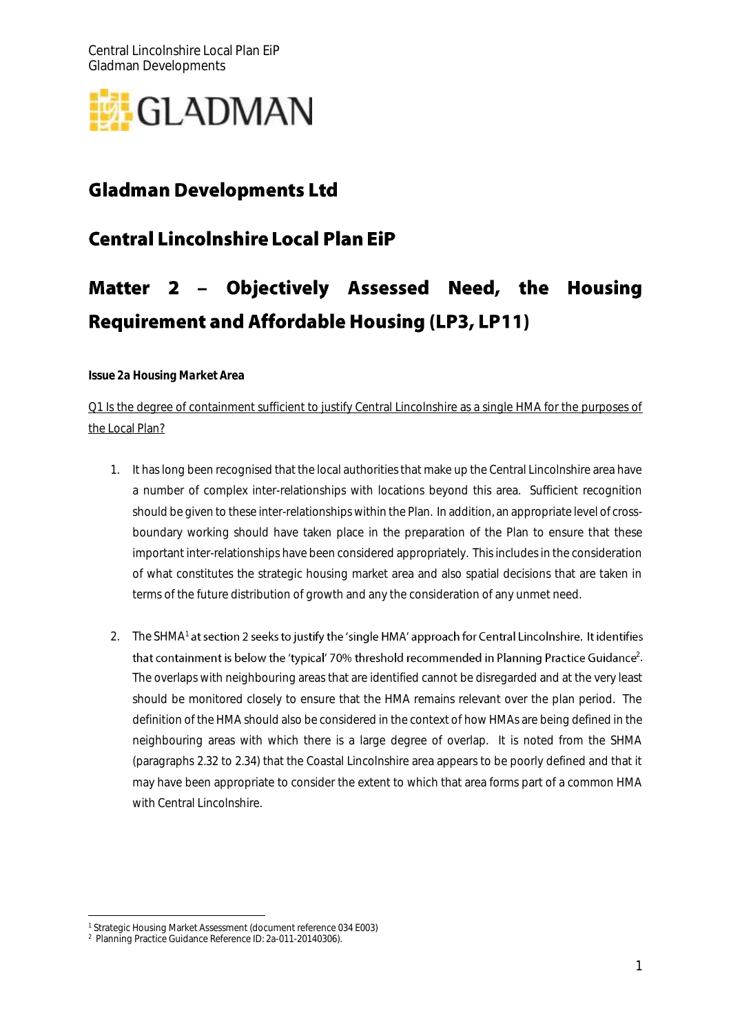# Gladman Developments Ltd

## Central Lincolnshire Local Plan EiP

## Matter 2 – Objectively Assessed Need, the Housing Requirement and Affordable Housing (LP3, LP11)

***Issue 2a Housing Market Area***

Q1 Is the degree of containment sufficient to justify Central Lincolnshire as a single HMA for the purposes of the Local Plan?

1. It has long been recognised that the local authorities that make up the Central Lincolnshire area have a number of complex inter-relationships with locations beyond this area. Sufficient recognition should be given to these inter-relationships within the Plan. In addition, an appropriate level of cross-boundary working should have taken place in the preparation of the Plan to ensure that these important inter-relationships have been considered appropriately. This includes in the consideration of what constitutes the strategic housing market area and also spatial decisions that are taken in terms of the future distribution of growth and any the consideration of any unmet need.

2. The SHMA[1] at section 2 seeks to justify the 'single HMA' approach for Central Lincolnshire. It identifies that containment is below the 'typical' 70% threshold recommended in Planning Practice Guidance[2]. The overlaps with neighbouring areas that are identified cannot be disregarded and at the very least should be monitored closely to ensure that the HMA remains relevant over the plan period. The definition of the HMA should also be considered in the context of how HMAs are being defined in the neighbouring areas with which there is a large degree of overlap. It is noted from the SHMA (paragraphs 2.32 to 2.34) that the Coastal Lincolnshire area appears to be poorly defined and that it may have been appropriate to consider the extent to which that area forms part of a common HMA with Central Lincolnshire.

[1] Strategic Housing Market Assessment (document reference 034 E003)

[2] Planning Practice Guidance Reference ID: 2a-011-20140306).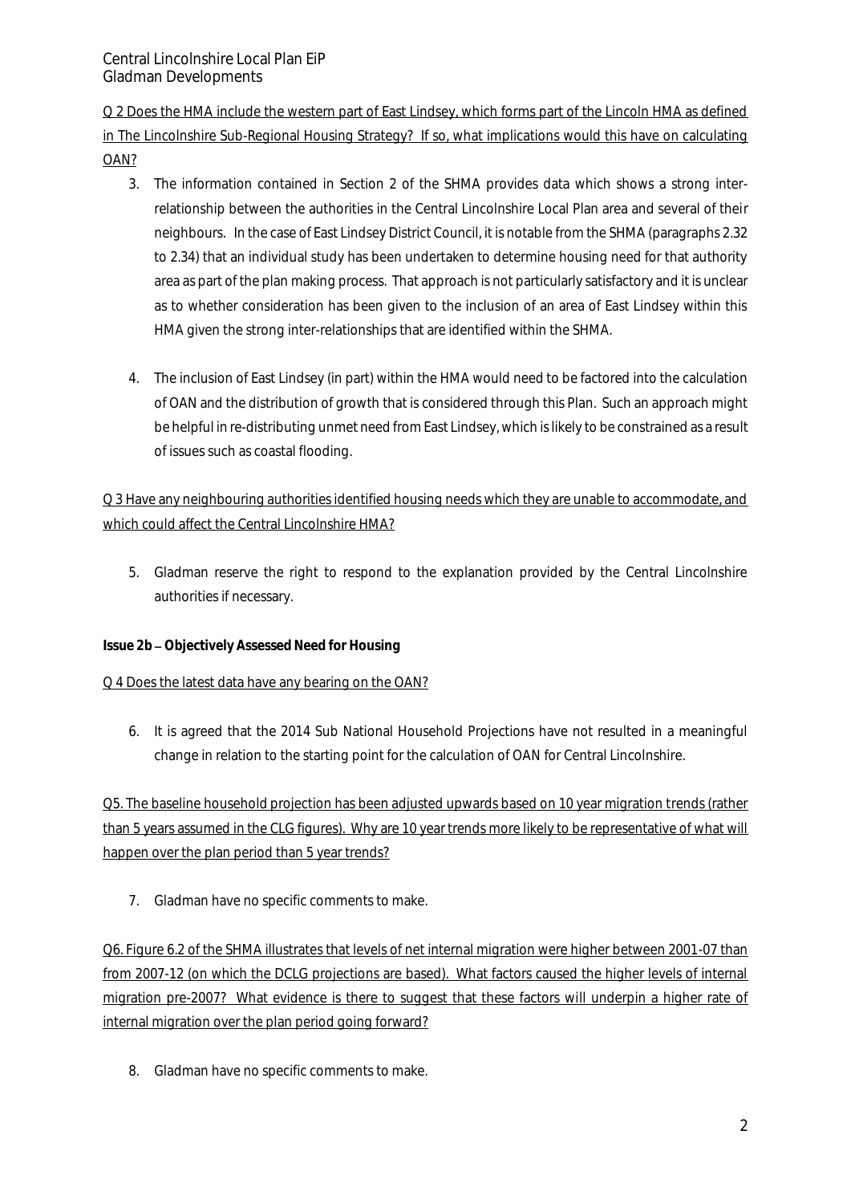Q 2 Does the HMA include the western part of East Lindsey, which forms part of the Lincoln HMA as defined in The Lincolnshire Sub-Regional Housing Strategy? If so, what implications would this have on calculating OAN?

3. The information contained in Section 2 of the SHMA provides data which shows a strong inter-relationship between the authorities in the Central Lincolnshire Local Plan area and several of their neighbours. In the case of East Lindsey District Council, it is notable from the SHMA (paragraphs 2.32 to 2.34) that an individual study has been undertaken to determine housing need for that authority area as part of the plan making process. That approach is not particularly satisfactory and it is unclear as to whether consideration has been given to the inclusion of an area of East Lindsey within this HMA given the strong inter-relationships that are identified within the SHMA.

4. The inclusion of East Lindsey (in part) within the HMA would need to be factored into the calculation of OAN and the distribution of growth that is considered through this Plan. Such an approach might be helpful in re-distributing unmet need from East Lindsey, which is likely to be constrained as a result of issues such as coastal flooding.

Q 3 Have any neighbouring authorities identified housing needs which they are unable to accommodate, and which could affect the Central Lincolnshire HMA?

5. Gladman reserve the right to respond to the explanation provided by the Central Lincolnshire authorities if necessary.

**Issue 2b – Objectively Assessed Need for Housing**

Q 4 Does the latest data have any bearing on the OAN?

6. It is agreed that the 2014 Sub National Household Projections have not resulted in a meaningful change in relation to the starting point for the calculation of OAN for Central Lincolnshire.

Q5. The baseline household projection has been adjusted upwards based on 10 year migration trends (rather than 5 years assumed in the CLG figures). Why are 10 year trends more likely to be representative of what will happen over the plan period than 5 year trends?

7. Gladman have no specific comments to make.

Q6. Figure 6.2 of the SHMA illustrates that levels of net internal migration were higher between 2001-07 than from 2007-12 (on which the DCLG projections are based). What factors caused the higher levels of internal migration pre-2007? What evidence is there to suggest that these factors will underpin a higher rate of internal migration over the plan period going forward?

8. Gladman have no specific comments to make.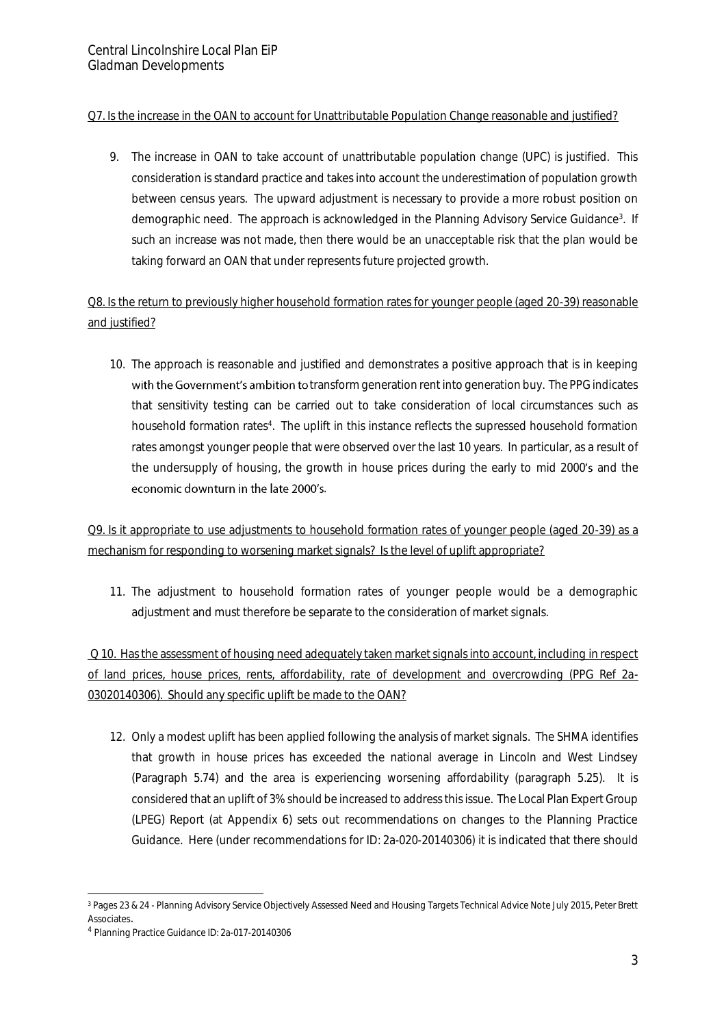Q7. Is the increase in the OAN to account for Unattributable Population Change reasonable and justified?

9. The increase in OAN to take account of unattributable population change (UPC) is justified. This consideration is standard practice and takes into account the underestimation of population growth between census years. The upward adjustment is necessary to provide a more robust position on demographic need. The approach is acknowledged in the Planning Advisory Service Guidance[3]. If such an increase was not made, then there would be an unacceptable risk that the plan would be taking forward an OAN that under represents future projected growth.

Q8. Is the return to previously higher household formation rates for younger people (aged 20-39) reasonable and justified?

10. The approach is reasonable and justified and demonstrates a positive approach that is in keeping with the Government's ambition to transform generation rent into generation buy. The PPG indicates that sensitivity testing can be carried out to take consideration of local circumstances such as household formation rates[4]. The uplift in this instance reflects the supressed household formation rates amongst younger people that were observed over the last 10 years. In particular, as a result of the undersupply of housing, the growth in house prices during the early to mid 2000's and the economic downturn in the late 2000's.

Q9. Is it appropriate to use adjustments to household formation rates of younger people (aged 20-39) as a mechanism for responding to worsening market signals? Is the level of uplift appropriate?

11. The adjustment to household formation rates of younger people would be a demographic adjustment and must therefore be separate to the consideration of market signals.

Q 10. Has the assessment of housing need adequately taken market signals into account, including in respect of land prices, house prices, rents, affordability, rate of development and overcrowding (PPG Ref 2a-03020140306). Should any specific uplift be made to the OAN?

12. Only a modest uplift has been applied following the analysis of market signals. The SHMA identifies that growth in house prices has exceeded the national average in Lincoln and West Lindsey (Paragraph 5.74) and the area is experiencing worsening affordability (paragraph 5.25). It is considered that an uplift of 3% should be increased to address this issue. The Local Plan Expert Group (LPEG) Report (at Appendix 6) sets out recommendations on changes to the Planning Practice Guidance. Here (under recommendations for ID: 2a-020-20140306) it is indicated that there should

[3] Pages 23 & 24 - Planning Advisory Service Objectively Assessed Need and Housing Targets Technical Advice Note July 2015, Peter Brett Associates.

[4] Planning Practice Guidance ID: 2a-017-20140306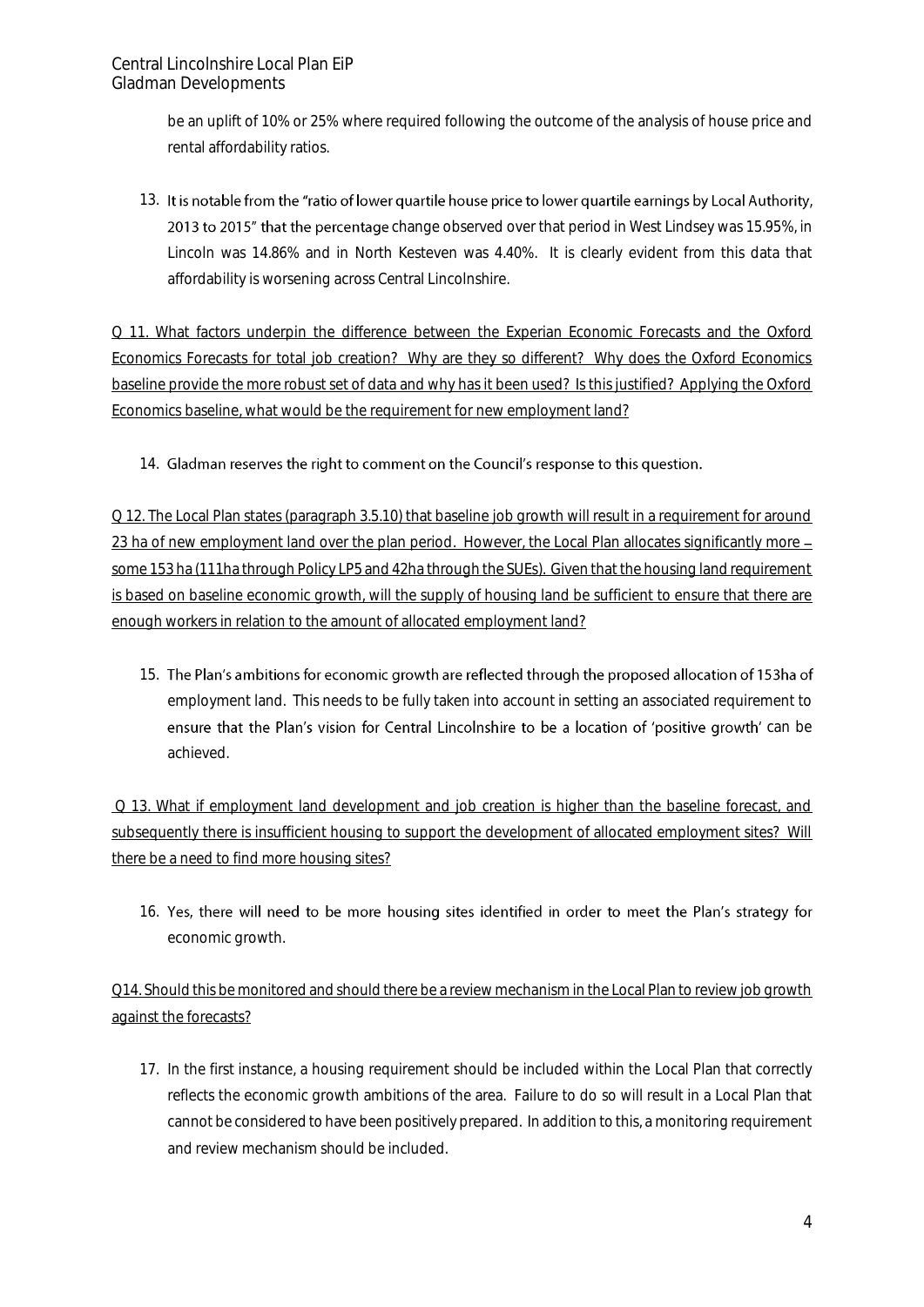be an uplift of 10% or 25% where required following the outcome of the analysis of house price and rental affordability ratios.

13. It is notable from the "ratio of lower quartile house price to lower quartile earnings by Local Authority, 2013 to 2015" that the percentage change observed over that period in West Lindsey was 15.95%, in Lincoln was 14.86% and in North Kesteven was 4.40%. It is clearly evident from this data that affordability is worsening across Central Lincolnshire.

Q 11. What factors underpin the difference between the Experian Economic Forecasts and the Oxford Economics Forecasts for total job creation? Why are they so different? Why does the Oxford Economics baseline provide the more robust set of data and why has it been used? Is this justified? Applying the Oxford Economics baseline, what would be the requirement for new employment land?

14. Gladman reserves the right to comment on the Council's response to this question.

Q 12. The Local Plan states (paragraph 3.5.10) that baseline job growth will result in a requirement for around 23 ha of new employment land over the plan period. However, the Local Plan allocates significantly more – some 153 ha (111ha through Policy LP5 and 42ha through the SUEs). Given that the housing land requirement is based on baseline economic growth, will the supply of housing land be sufficient to ensure that there are enough workers in relation to the amount of allocated employment land?

15. The Plan's ambitions for economic growth are reflected through the proposed allocation of 153ha of employment land. This needs to be fully taken into account in setting an associated requirement to ensure that the Plan's vision for Central Lincolnshire to be a location of 'positive growth' can be achieved.

Q 13. What if employment land development and job creation is higher than the baseline forecast, and subsequently there is insufficient housing to support the development of allocated employment sites? Will there be a need to find more housing sites?

16. Yes, there will need to be more housing sites identified in order to meet the Plan's strategy for economic growth.

Q14. Should this be monitored and should there be a review mechanism in the Local Plan to review job growth against the forecasts?

17. In the first instance, a housing requirement should be included within the Local Plan that correctly reflects the economic growth ambitions of the area. Failure to do so will result in a Local Plan that cannot be considered to have been positively prepared. In addition to this, a monitoring requirement and review mechanism should be included.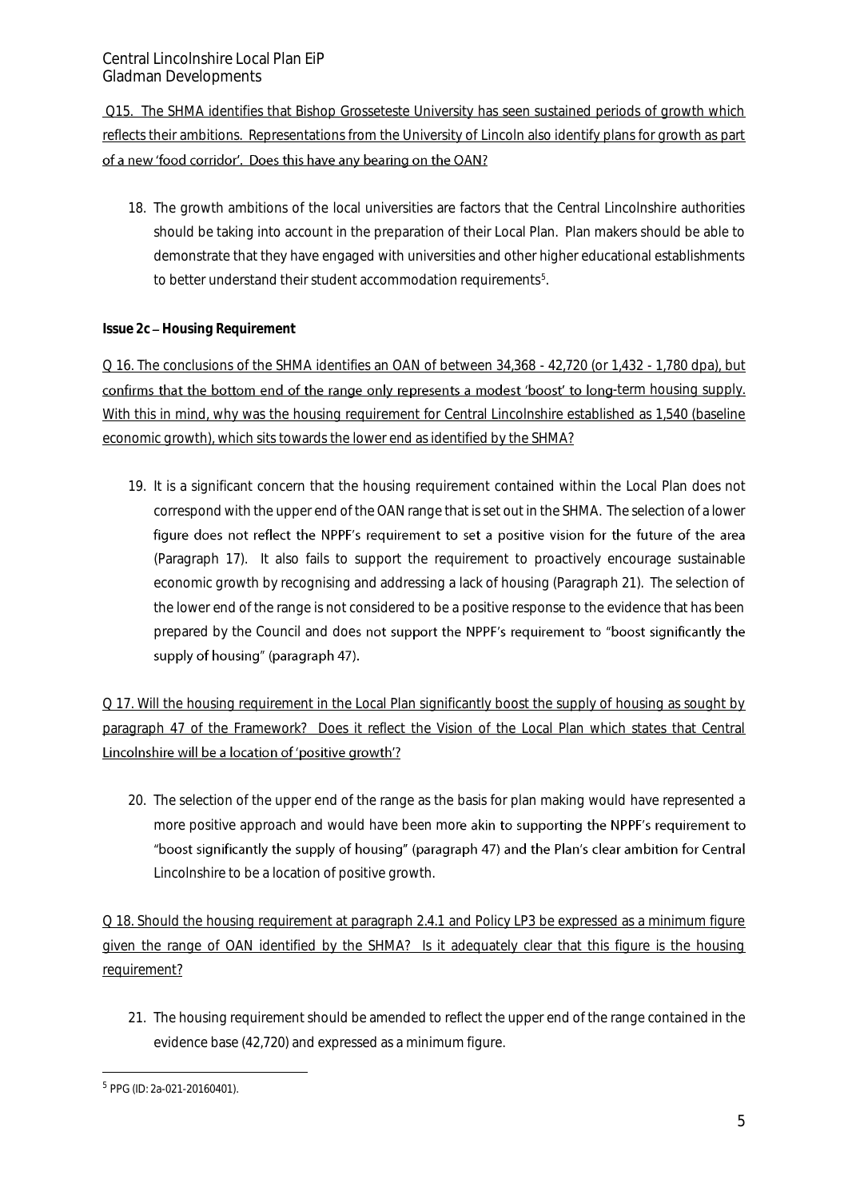Q15. The SHMA identifies that Bishop Grosseteste University has seen sustained periods of growth which reflects their ambitions. Representations from the University of Lincoln also identify plans for growth as part of a new 'food corridor'. Does this have any bearing on the OAN?

18. The growth ambitions of the local universities are factors that the Central Lincolnshire authorities should be taking into account in the preparation of their Local Plan. Plan makers should be able to demonstrate that they have engaged with universities and other higher educational establishments to better understand their student accommodation requirements[5].

**Issue 2c – Housing Requirement**

Q 16. The conclusions of the SHMA identifies an OAN of between 34,368 - 42,720 (or 1,432 - 1,780 dpa), but confirms that the bottom end of the range only represents a modest 'boost' to long-term housing supply. With this in mind, why was the housing requirement for Central Lincolnshire established as 1,540 (baseline economic growth), which sits towards the lower end as identified by the SHMA?

19. It is a significant concern that the housing requirement contained within the Local Plan does not correspond with the upper end of the OAN range that is set out in the SHMA. The selection of a lower figure does not reflect the NPPF's requirement to set a positive vision for the future of the area (Paragraph 17). It also fails to support the requirement to proactively encourage sustainable economic growth by recognising and addressing a lack of housing (Paragraph 21). The selection of the lower end of the range is not considered to be a positive response to the evidence that has been prepared by the Council and does not support the NPPF's requirement to "boost significantly the supply of housing" (paragraph 47).

Q 17. Will the housing requirement in the Local Plan significantly boost the supply of housing as sought by paragraph 47 of the Framework? Does it reflect the Vision of the Local Plan which states that Central Lincolnshire will be a location of 'positive growth'?

20. The selection of the upper end of the range as the basis for plan making would have represented a more positive approach and would have been more akin to supporting the NPPF's requirement to "boost significantly the supply of housing" (paragraph 47) and the Plan's clear ambition for Central Lincolnshire to be a location of positive growth.

Q 18. Should the housing requirement at paragraph 2.4.1 and Policy LP3 be expressed as a minimum figure given the range of OAN identified by the SHMA? Is it adequately clear that this figure is the housing requirement?

21. The housing requirement should be amended to reflect the upper end of the range contained in the evidence base (42,720) and expressed as a minimum figure.

---

[5] PPG (ID: 2a-021-20160401).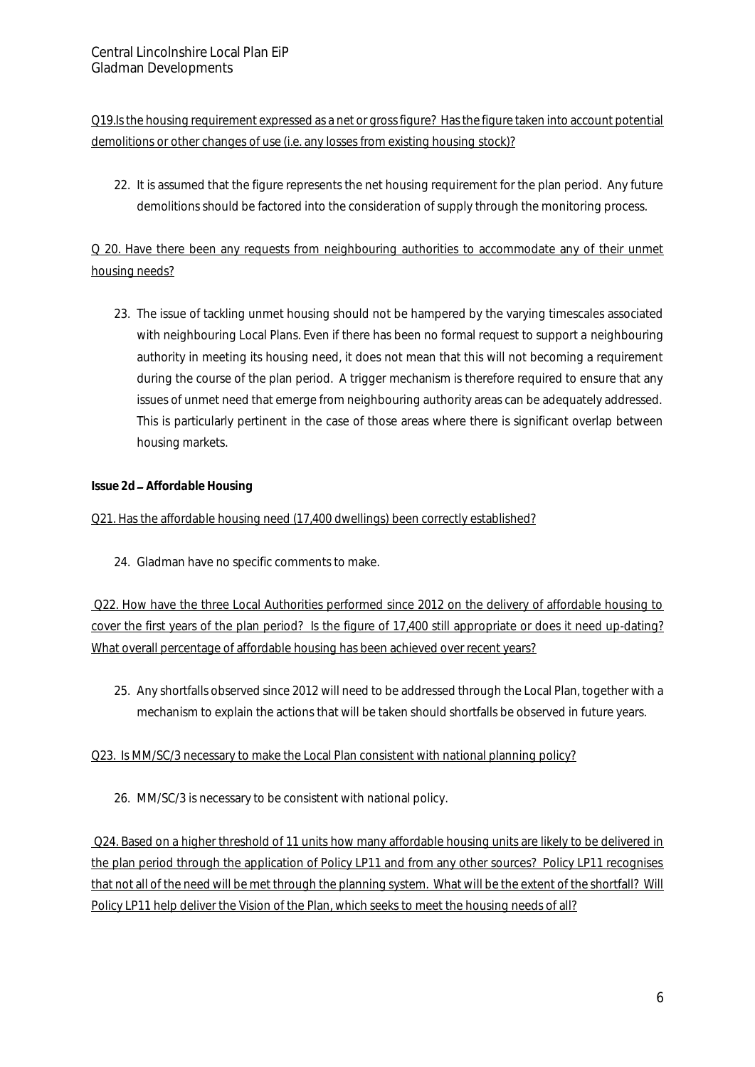Q19.Is the housing requirement expressed as a net or gross figure? Has the figure taken into account potential demolitions or other changes of use (i.e. any losses from existing housing stock)?

22. It is assumed that the figure represents the net housing requirement for the plan period. Any future demolitions should be factored into the consideration of supply through the monitoring process.

Q 20. Have there been any requests from neighbouring authorities to accommodate any of their unmet housing needs?

23. The issue of tackling unmet housing should not be hampered by the varying timescales associated with neighbouring Local Plans. Even if there has been no formal request to support a neighbouring authority in meeting its housing need, it does not mean that this will not becoming a requirement during the course of the plan period. A trigger mechanism is therefore required to ensure that any issues of unmet need that emerge from neighbouring authority areas can be adequately addressed. This is particularly pertinent in the case of those areas where there is significant overlap between housing markets.

**Issue 2d – *Affordable Housing***

Q21. Has the affordable housing need (17,400 dwellings) been correctly established?

24. Gladman have no specific comments to make.

Q22. How have the three Local Authorities performed since 2012 on the delivery of affordable housing to cover the first years of the plan period? Is the figure of 17,400 still appropriate or does it need up-dating? What overall percentage of affordable housing has been achieved over recent years?

25. Any shortfalls observed since 2012 will need to be addressed through the Local Plan, together with a mechanism to explain the actions that will be taken should shortfalls be observed in future years.

Q23. Is MM/SC/3 necessary to make the Local Plan consistent with national planning policy?

26. MM/SC/3 is necessary to be consistent with national policy.

Q24. Based on a higher threshold of 11 units how many affordable housing units are likely to be delivered in the plan period through the application of Policy LP11 and from any other sources? Policy LP11 recognises that not all of the need will be met through the planning system. What will be the extent of the shortfall? Will Policy LP11 help deliver the Vision of the Plan, which seeks to meet the housing needs of all?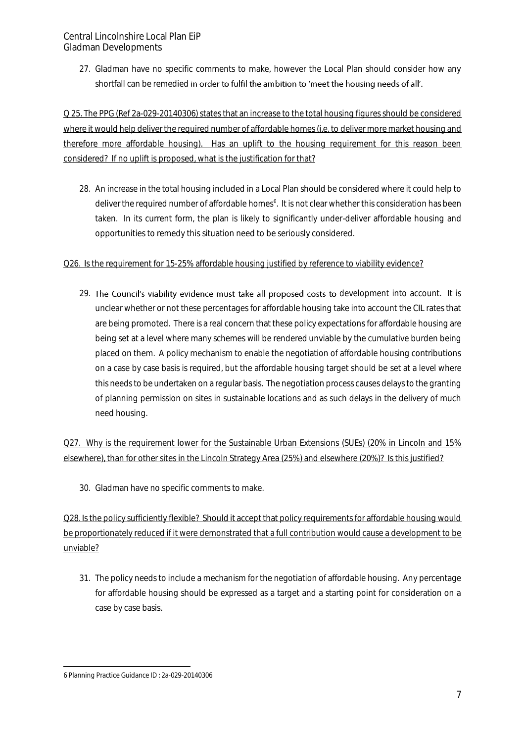27. Gladman have no specific comments to make, however the Local Plan should consider how any shortfall can be remedied in order to fulfil the ambition to 'meet the housing needs of all'.

<u>Q 25. The PPG (Ref 2a-029-20140306) states that an increase to the total housing figures should be considered where it would help deliver the required number of affordable homes (i.e. to deliver more market housing and therefore more affordable housing). Has an uplift to the housing requirement for this reason been considered? If no uplift is proposed, what is the justification for that?</u>

28. An increase in the total housing included in a Local Plan should be considered where it could help to deliver the required number of affordable homes[6]. It is not clear whether this consideration has been taken. In its current form, the plan is likely to significantly under-deliver affordable housing and opportunities to remedy this situation need to be seriously considered.

<u>Q26. Is the requirement for 15-25% affordable housing justified by reference to viability evidence?</u>

29. The Council's viability evidence must take all proposed costs to development into account. It is unclear whether or not these percentages for affordable housing take into account the CIL rates that are being promoted. There is a real concern that these policy expectations for affordable housing are being set at a level where many schemes will be rendered unviable by the cumulative burden being placed on them. A policy mechanism to enable the negotiation of affordable housing contributions on a case by case basis is required, but the affordable housing target should be set at a level where this needs to be undertaken on a regular basis. The negotiation process causes delays to the granting of planning permission on sites in sustainable locations and as such delays in the delivery of much need housing.

<u>Q27. Why is the requirement lower for the Sustainable Urban Extensions (SUEs) (20% in Lincoln and 15% elsewhere), than for other sites in the Lincoln Strategy Area (25%) and elsewhere (20%)? Is this justified?</u>

30. Gladman have no specific comments to make.

<u>Q28. Is the policy sufficiently flexible? Should it accept that policy requirements for affordable housing would be proportionately reduced if it were demonstrated that a full contribution would cause a development to be unviable?</u>

31. The policy needs to include a mechanism for the negotiation of affordable housing. Any percentage for affordable housing should be expressed as a target and a starting point for consideration on a case by case basis.

---

6 Planning Practice Guidance ID : 2a-029-20140306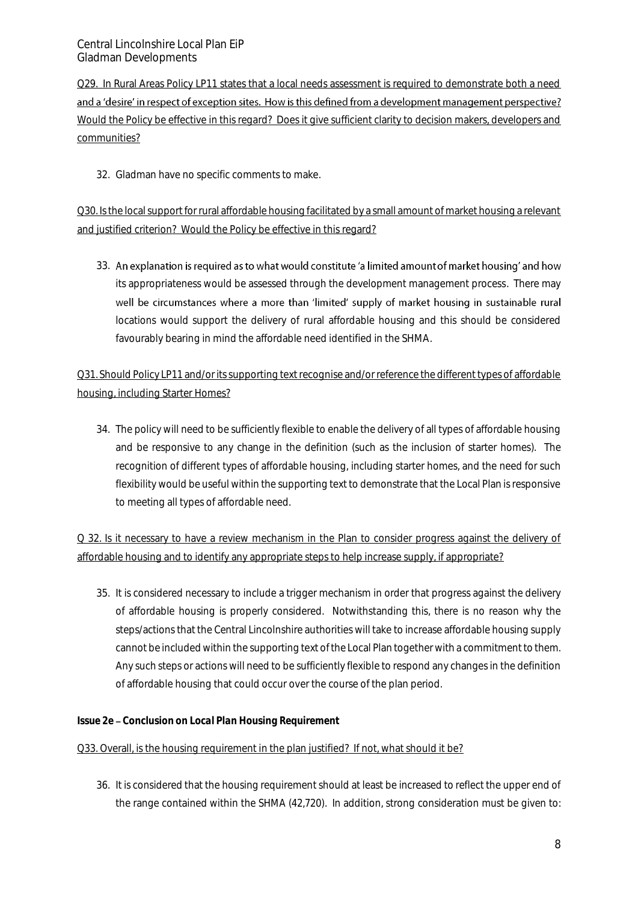Q29. In Rural Areas Policy LP11 states that a local needs assessment is required to demonstrate both a need and a 'desire' in respect of exception sites. How is this defined from a development management perspective? Would the Policy be effective in this regard? Does it give sufficient clarity to decision makers, developers and communities?

32. Gladman have no specific comments to make.

Q30. Is the local support for rural affordable housing facilitated by a small amount of market housing a relevant and justified criterion? Would the Policy be effective in this regard?

33. An explanation is required as to what would constitute 'a limited amount of market housing' and how its appropriateness would be assessed through the development management process. There may well be circumstances where a more than 'limited' supply of market housing in sustainable rural locations would support the delivery of rural affordable housing and this should be considered favourably bearing in mind the affordable need identified in the SHMA.

Q31. Should Policy LP11 and/or its supporting text recognise and/or reference the different types of affordable housing, including Starter Homes?

34. The policy will need to be sufficiently flexible to enable the delivery of all types of affordable housing and be responsive to any change in the definition (such as the inclusion of starter homes). The recognition of different types of affordable housing, including starter homes, and the need for such flexibility would be useful within the supporting text to demonstrate that the Local Plan is responsive to meeting all types of affordable need.

Q 32. Is it necessary to have a review mechanism in the Plan to consider progress against the delivery of affordable housing and to identify any appropriate steps to help increase supply, if appropriate?

35. It is considered necessary to include a trigger mechanism in order that progress against the delivery of affordable housing is properly considered. Notwithstanding this, there is no reason why the steps/actions that the Central Lincolnshire authorities will take to increase affordable housing supply cannot be included within the supporting text of the Local Plan together with a commitment to them. Any such steps or actions will need to be sufficiently flexible to respond any changes in the definition of affordable housing that could occur over the course of the plan period.

**Issue 2e – *Conclusion on Local Plan Housing Requirement***

Q33. Overall, is the housing requirement in the plan justified? If not, what should it be?

36. It is considered that the housing requirement should at least be increased to reflect the upper end of the range contained within the SHMA (42,720). In addition, strong consideration must be given to: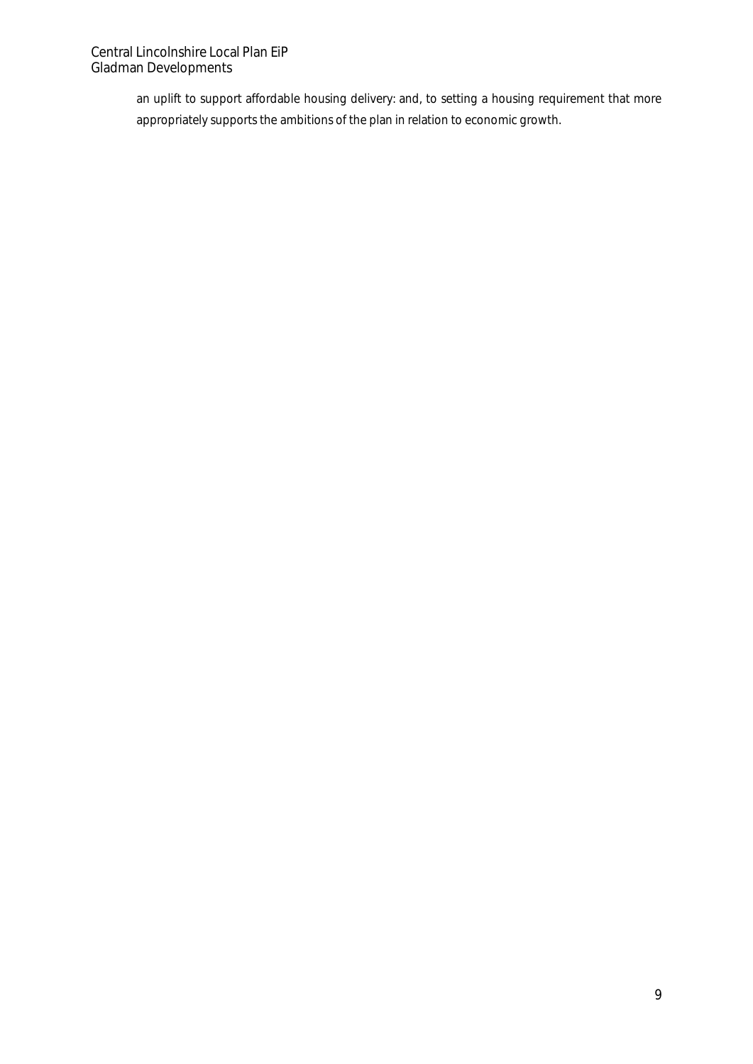an uplift to support affordable housing delivery: and, to setting a housing requirement that more appropriately supports the ambitions of the plan in relation to economic growth.